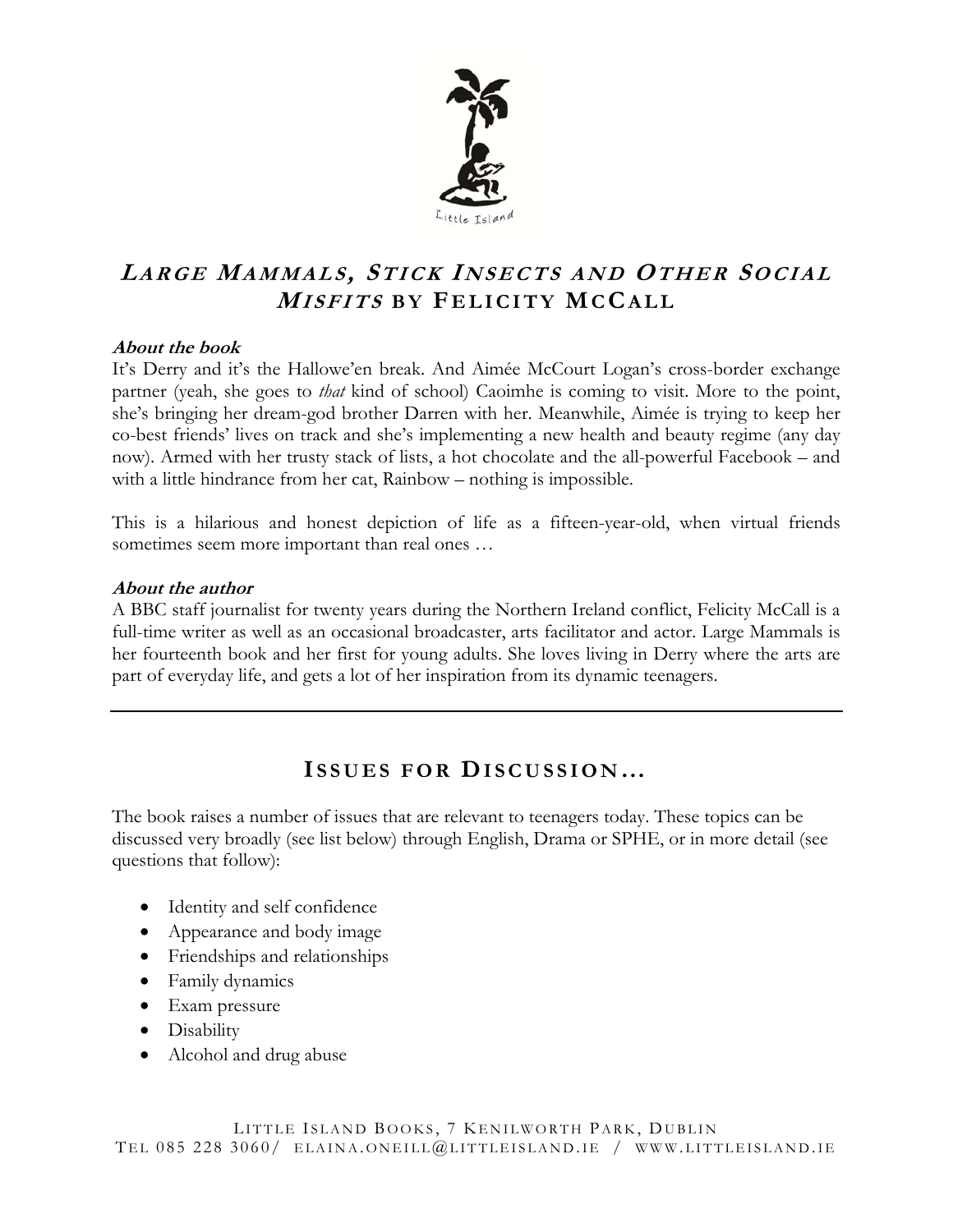# *Large Mammals, Stick Insects and Other Social Misfits* by Felicity McCall

### About the book

It's Derry and it's the Hallowe'en break. And Aimée McCourt Logan's cross-border exchange partner (yeah, she goes to *that* kind of school) Caoimhe is coming to visit. More to the point, she's bringing her dream-god brother Darren with her. Meanwhile, Aimée is trying to keep her co-best friends' lives on track and she's implementing a new health and beauty regime (any day now). Armed with her trusty stack of lists, a hot chocolate and the all-powerful Facebook – and with a little hindrance from her cat, Rainbow – nothing is impossible.

This is a hilarious and honest depiction of life as a fifteen-year-old, when virtual friends sometimes seem more important than real ones …

### About the author

A BBC staff journalist for twenty years during the Northern Ireland conflict, Felicity McCall is a full-time writer as well as an occasional broadcaster, arts facilitator and actor. Large Mammals is her fourteenth book and her first for young adults. She loves living in Derry where the arts are part of everyday life, and gets a lot of her inspiration from its dynamic teenagers.

---

## Issues for Discussion…

The book raises a number of issues that are relevant to teenagers today. These topics can be discussed very broadly (see list below) through English, Drama or SPHE, or in more detail (see questions that follow):

- Identity and self confidence
- Appearance and body image
- Friendships and relationships
- Family dynamics
- Exam pressure
- Disability
- Alcohol and drug abuse

Little Island Books, 7 Kenilworth Park, Dublin
Tel 085 228 3060/ elaina.oneill@littleisland.ie / www.littleisland.ie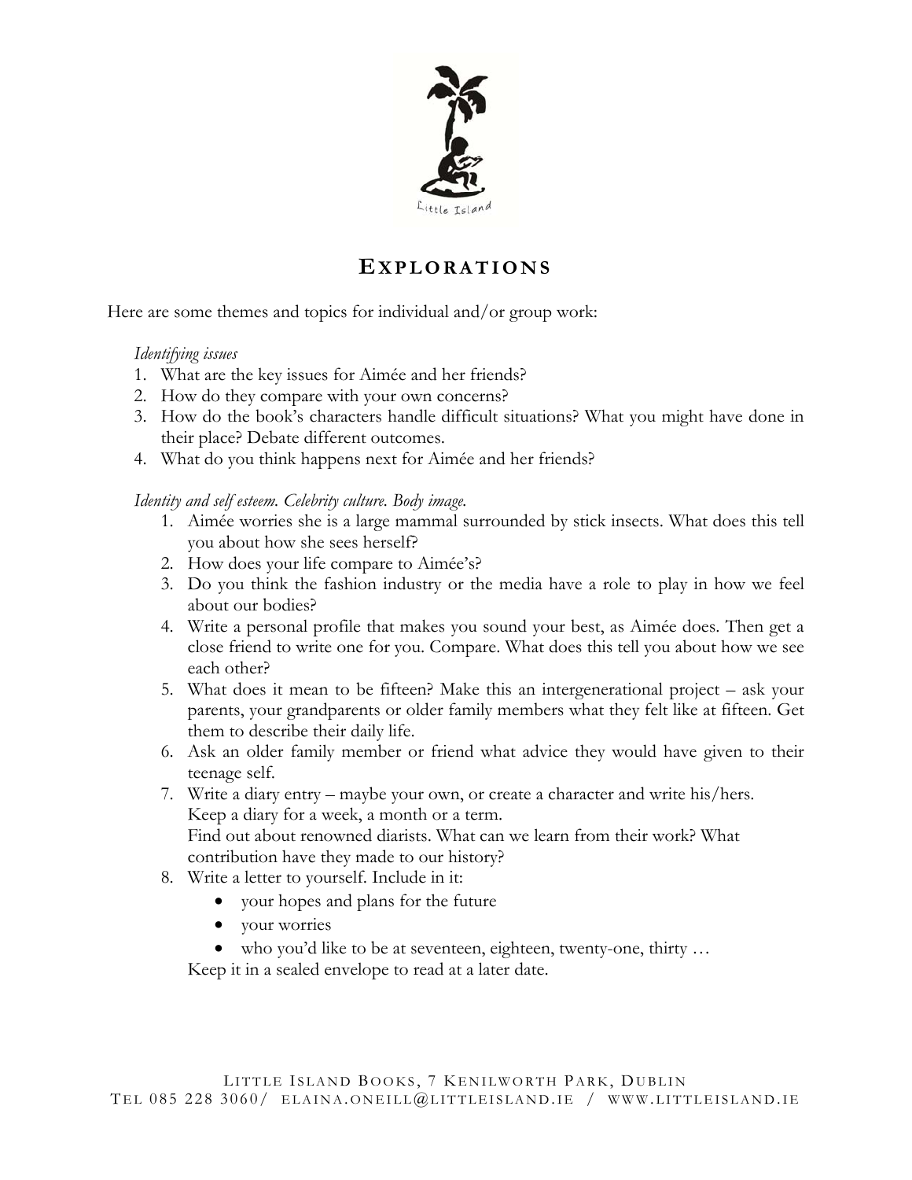## Explorations

Here are some themes and topics for individual and/or group work:

*Identifying issues*

1. What are the key issues for Aimée and her friends?
2. How do they compare with your own concerns?
3. How do the book's characters handle difficult situations? What you might have done in their place? Debate different outcomes.
4. What do you think happens next for Aimée and her friends?

*Identity and self esteem. Celebrity culture. Body image.*

1. Aimée worries she is a large mammal surrounded by stick insects. What does this tell you about how she sees herself?
2. How does your life compare to Aimée's?
3. Do you think the fashion industry or the media have a role to play in how we feel about our bodies?
4. Write a personal profile that makes you sound your best, as Aimée does. Then get a close friend to write one for you. Compare. What does this tell you about how we see each other?
5. What does it mean to be fifteen? Make this an intergenerational project – ask your parents, your grandparents or older family members what they felt like at fifteen. Get them to describe their daily life.
6. Ask an older family member or friend what advice they would have given to their teenage self.
7. Write a diary entry – maybe your own, or create a character and write his/hers.
   Keep a diary for a week, a month or a term.
   Find out about renowned diarists. What can we learn from their work? What contribution have they made to our history?
8. Write a letter to yourself. Include in it:
   - your hopes and plans for the future
   - your worries
   - who you'd like to be at seventeen, eighteen, twenty-one, thirty …

   Keep it in a sealed envelope to read at a later date.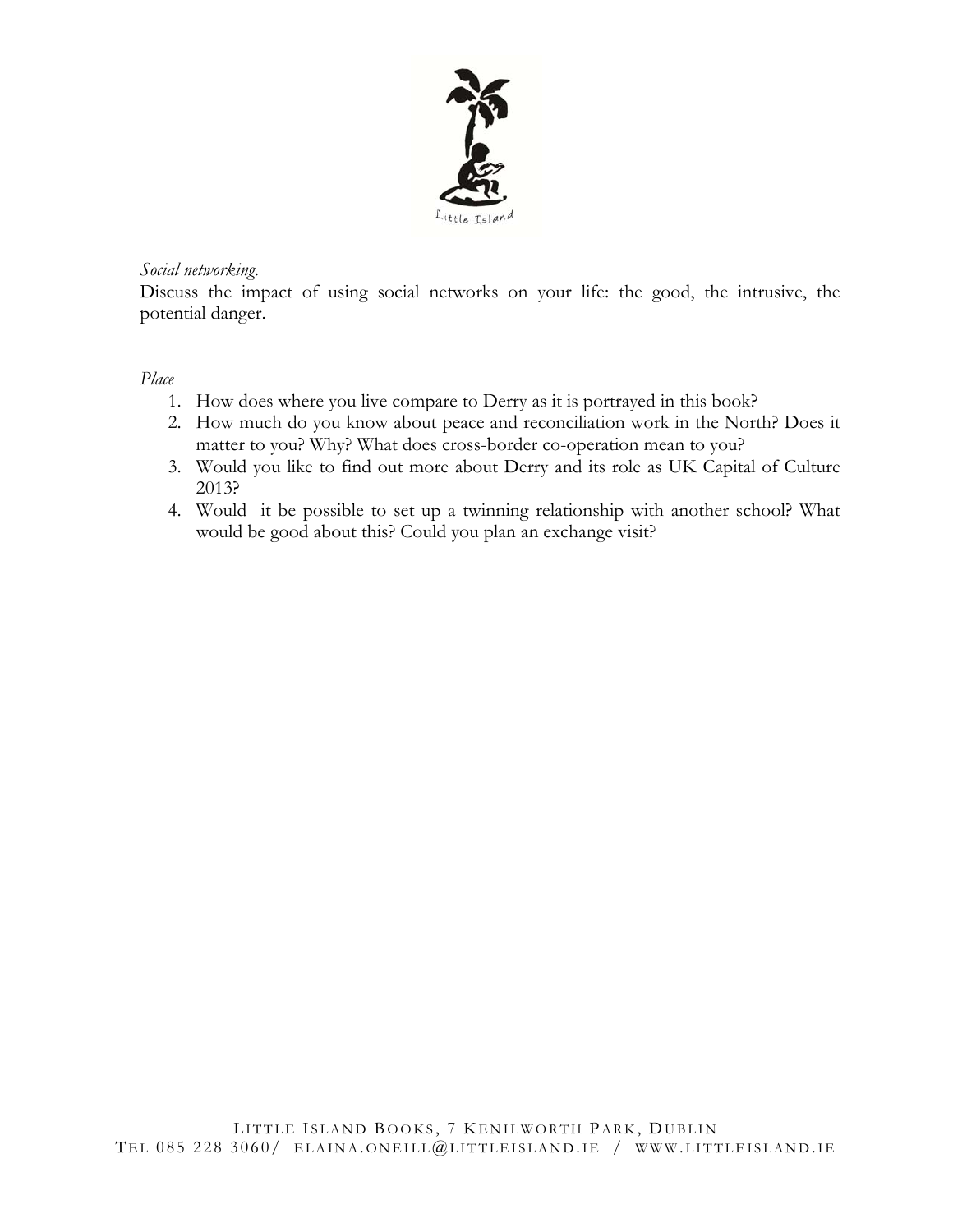*Social networking.*

Discuss the impact of using social networks on your life: the good, the intrusive, the potential danger.

*Place*

1. How does where you live compare to Derry as it is portrayed in this book?
2. How much do you know about peace and reconciliation work in the North? Does it matter to you? Why? What does cross-border co-operation mean to you?
3. Would you like to find out more about Derry and its role as UK Capital of Culture 2013?
4. Would it be possible to set up a twinning relationship with another school? What would be good about this? Could you plan an exchange visit?